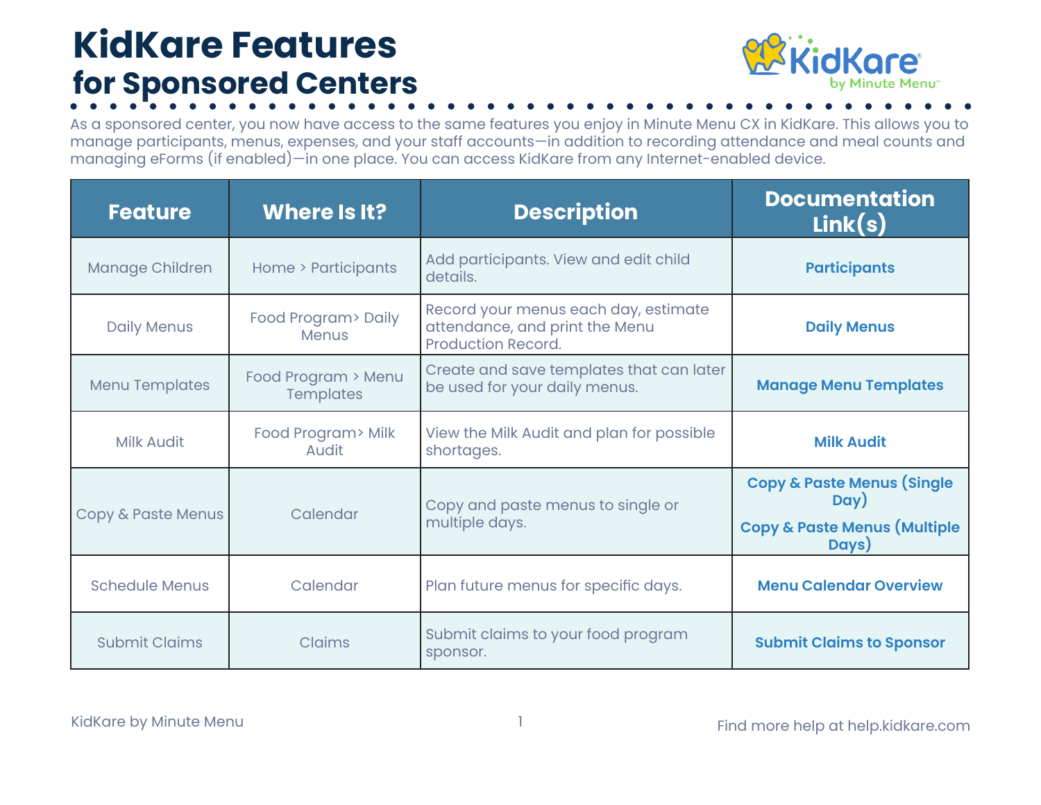# KidKare Features
## for Sponsored Centers

As a sponsored center, you now have access to the same features you enjoy in Minute Menu CX in KidKare. This allows you to manage participants, menus, expenses, and your staff accounts—in addition to recording attendance and meal counts and managing eForms (if enabled)—in one place. You can access KidKare from any Internet-enabled device.

| Feature | Where Is It? | Description | Documentation Link(s) |
|---|---|---|---|
| Manage Children | Home > Participants | Add participants. View and edit child details. | **Participants** |
| Daily Menus | Food Program> Daily Menus | Record your menus each day, estimate attendance, and print the Menu Production Record. | **Daily Menus** |
| Menu Templates | Food Program > Menu Templates | Create and save templates that can later be used for your daily menus. | **Manage Menu Templates** |
| Milk Audit | Food Program> Milk Audit | View the Milk Audit and plan for possible shortages. | **Milk Audit** |
| Copy & Paste Menus | Calendar | Copy and paste menus to single or multiple days. | **Copy & Paste Menus (Single Day)**<br>**Copy & Paste Menus (Multiple Days)** |
| Schedule Menus | Calendar | Plan future menus for specific days. | **Menu Calendar Overview** |
| Submit Claims | Claims | Submit claims to your food program sponsor. | **Submit Claims to Sponsor** |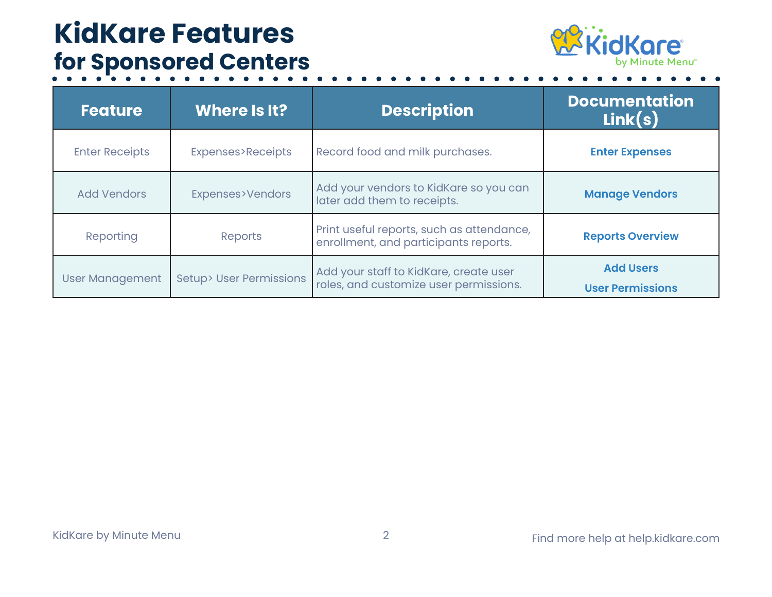# KidKare Features
## for Sponsored Centers

| Feature | Where Is It? | Description | Documentation Link(s) |
| --- | --- | --- | --- |
| Enter Receipts | Expenses>Receipts | Record food and milk purchases. | **Enter Expenses** |
| Add Vendors | Expenses>Vendors | Add your vendors to KidKare so you can later add them to receipts. | **Manage Vendors** |
| Reporting | Reports | Print useful reports, such as attendance, enrollment, and participants reports. | **Reports Overview** |
| User Management | Setup> User Permissions | Add your staff to KidKare, create user roles, and customize user permissions. | **Add Users**<br>**User Permissions** |